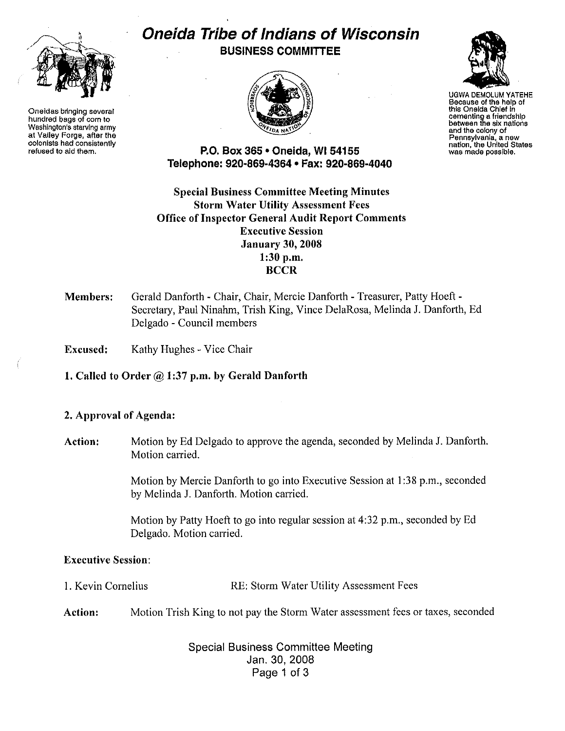Oneidas bringing several hundred bags of corn to Washington's starving army at Valley Forge, after the colonists had consistently refused to aid them.

# Oneida Tribe of Indians of Wisconsin

**BUSINESS COMMITTEE**

UGWA DEMOLUM YATEHE
Because of the help of this Oneida Chief in cementing a friendship between the six nations and the colony of Pennsylvania, a new nation, the United States was made possible.

**P.O. Box 365 • Oneida, WI 54155**
**Telephone: 920-869-4364 • Fax: 920-869-4040**

**Special Business Committee Meeting Minutes**
**Storm Water Utility Assessment Fees**
**Office of Inspector General Audit Report Comments**
**Executive Session**
**January 30, 2008**
**1:30 p.m.**
**BCCR**

**Members:** Gerald Danforth - Chair, Chair, Mercie Danforth - Treasurer, Patty Hoeft - Secretary, Paul Ninahm, Trish King, Vince DelaRosa, Melinda J. Danforth, Ed Delgado - Council members

**Excused:** Kathy Hughes - Vice Chair

**1. Called to Order @ 1:37 p.m. by Gerald Danforth**

**2. Approval of Agenda:**

**Action:** Motion by Ed Delgado to approve the agenda, seconded by Melinda J. Danforth. Motion carried.

Motion by Mercie Danforth to go into Executive Session at 1:38 p.m., seconded by Melinda J. Danforth. Motion carried.

Motion by Patty Hoeft to go into regular session at 4:32 p.m., seconded by Ed Delgado. Motion carried.

**Executive Session:**

1. Kevin Cornelius RE: Storm Water Utility Assessment Fees

**Action:** Motion Trish King to not pay the Storm Water assessment fees or taxes, seconded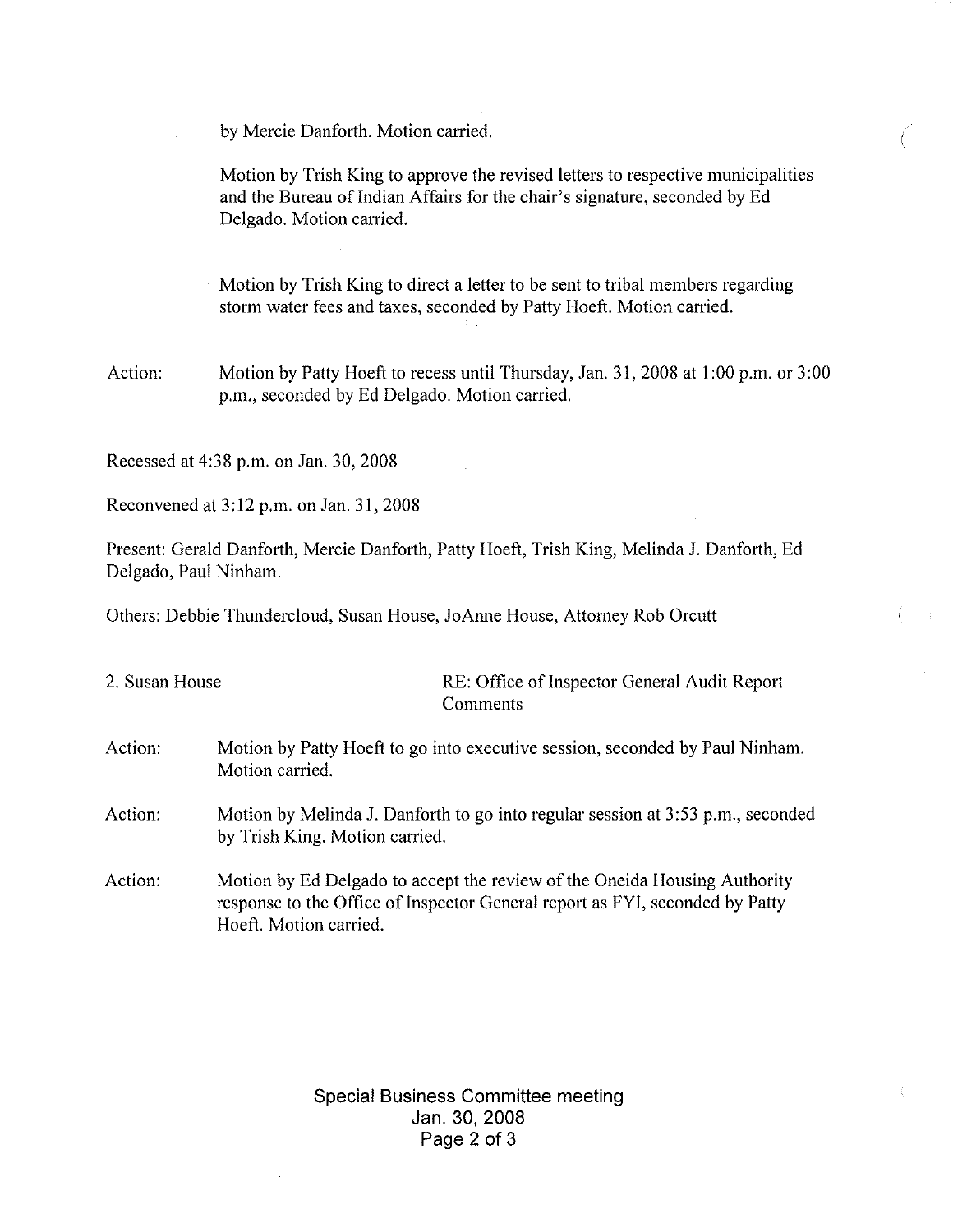by Mercie Danforth. Motion carried.

Motion by Trish King to approve the revised letters to respective municipalities and the Bureau of Indian Affairs for the chair's signature, seconded by Ed Delgado. Motion carried.

Motion by Trish King to direct a letter to be sent to tribal members regarding storm water fees and taxes, seconded by Patty Hoeft. Motion carried.

Action: Motion by Patty Hoeft to recess until Thursday, Jan. 31, 2008 at 1:00 p.m. or 3:00 p.m., seconded by Ed Delgado. Motion carried.

Recessed at 4:38 p.m. on Jan. 30, 2008

Reconvened at 3:12 p.m. on Jan. 31, 2008

Present: Gerald Danforth, Mercie Danforth, Patty Hoeft, Trish King, Melinda J. Danforth, Ed Delgado, Paul Ninham.

Others: Debbie Thundercloud, Susan House, JoAnne House, Attorney Rob Orcutt

2. Susan House — RE: Office of Inspector General Audit Report Comments

Action: Motion by Patty Hoeft to go into executive session, seconded by Paul Ninham. Motion carried.

Action: Motion by Melinda J. Danforth to go into regular session at 3:53 p.m., seconded by Trish King. Motion carried.

Action: Motion by Ed Delgado to accept the review of the Oneida Housing Authority response to the Office of Inspector General report as FYI, seconded by Patty Hoeft. Motion carried.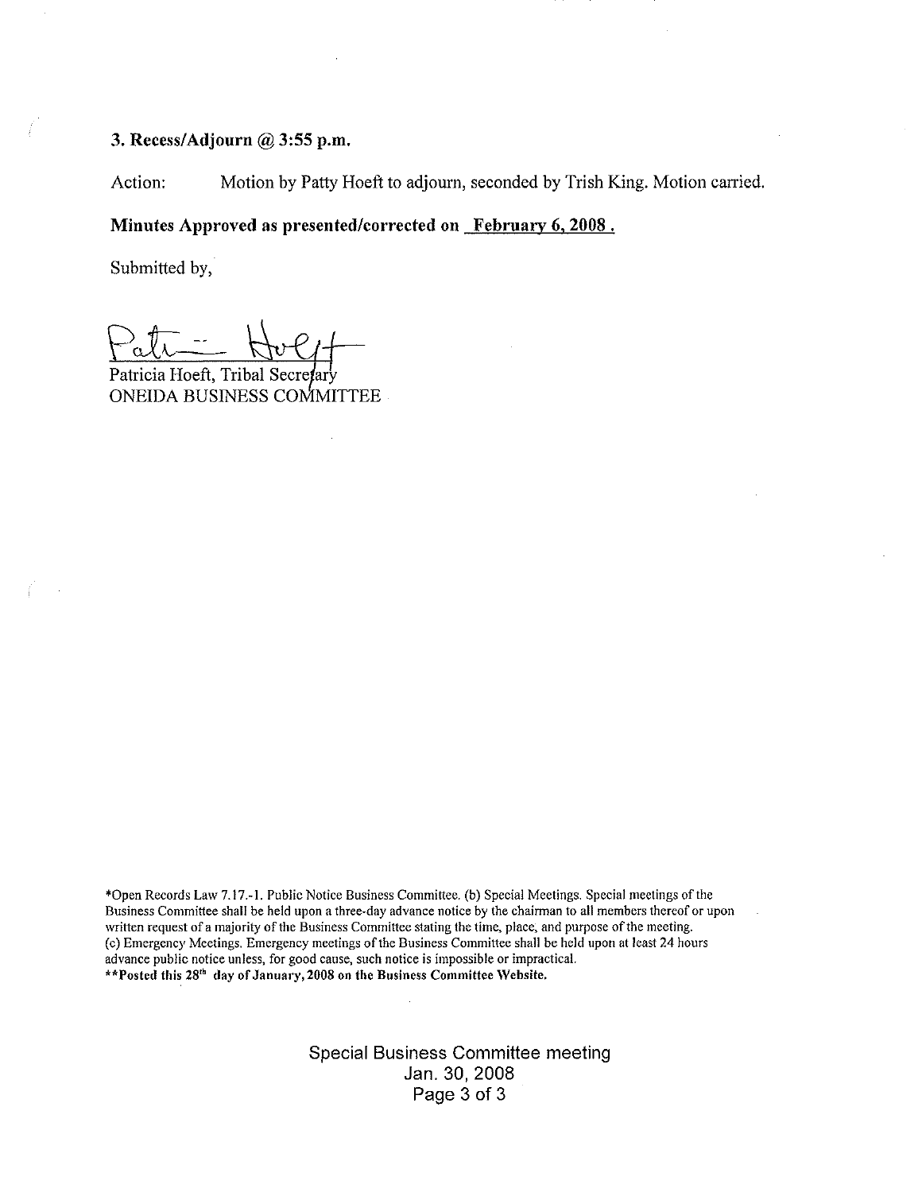### 3. Recess/Adjourn @ 3:55 p.m.

Action: Motion by Patty Hoeft to adjourn, seconded by Trish King. Motion carried.

**Minutes Approved as presented/corrected on February 6, 2008 .**

Submitted by,

Patricia Hoeft, Tribal Secretary
ONEIDA BUSINESS COMMITTEE

*Open Records Law 7.17.-1. Public Notice Business Committee. (b) Special Meetings. Special meetings of the Business Committee shall be held upon a three-day advance notice by the chairman to all members thereof or upon written request of a majority of the Business Committee stating the time, place, and purpose of the meeting. (c) Emergency Meetings. Emergency meetings of the Business Committee shall be held upon at least 24 hours advance public notice unless, for good cause, such notice is impossible or impractical.
**Posted this 28th day of January, 2008 on the Business Committee Website.**